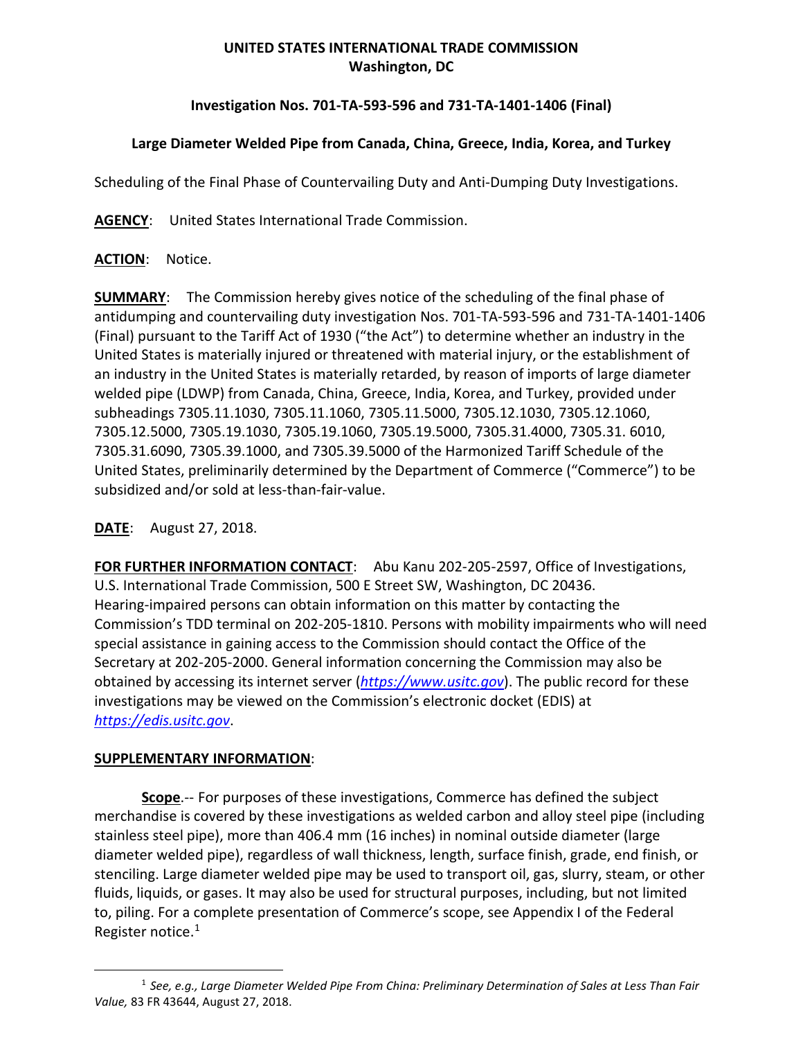**UNITED STATES INTERNATIONAL TRADE COMMISSION**
**Washington, DC**

**Investigation Nos. 701-TA-593-596 and 731-TA-1401-1406 (Final)**

**Large Diameter Welded Pipe from Canada, China, Greece, India, Korea, and Turkey**

Scheduling of the Final Phase of Countervailing Duty and Anti-Dumping Duty Investigations.

**AGENCY**: United States International Trade Commission.

**ACTION**: Notice.

**SUMMARY**: The Commission hereby gives notice of the scheduling of the final phase of antidumping and countervailing duty investigation Nos. 701-TA-593-596 and 731-TA-1401-1406 (Final) pursuant to the Tariff Act of 1930 ("the Act") to determine whether an industry in the United States is materially injured or threatened with material injury, or the establishment of an industry in the United States is materially retarded, by reason of imports of large diameter welded pipe (LDWP) from Canada, China, Greece, India, Korea, and Turkey, provided under subheadings 7305.11.1030, 7305.11.1060, 7305.11.5000, 7305.12.1030, 7305.12.1060, 7305.12.5000, 7305.19.1030, 7305.19.1060, 7305.19.5000, 7305.31.4000, 7305.31. 6010, 7305.31.6090, 7305.39.1000, and 7305.39.5000 of the Harmonized Tariff Schedule of the United States, preliminarily determined by the Department of Commerce ("Commerce") to be subsidized and/or sold at less-than-fair-value.

**DATE**: August 27, 2018.

**FOR FURTHER INFORMATION CONTACT**: Abu Kanu 202-205-2597, Office of Investigations, U.S. International Trade Commission, 500 E Street SW, Washington, DC 20436. Hearing-impaired persons can obtain information on this matter by contacting the Commission's TDD terminal on 202-205-1810. Persons with mobility impairments who will need special assistance in gaining access to the Commission should contact the Office of the Secretary at 202-205-2000. General information concerning the Commission may also be obtained by accessing its internet server (*https://www.usitc.gov*). The public record for these investigations may be viewed on the Commission's electronic docket (EDIS) at *https://edis.usitc.gov*.

**SUPPLEMENTARY INFORMATION**:

**Scope**.-- For purposes of these investigations, Commerce has defined the subject merchandise is covered by these investigations as welded carbon and alloy steel pipe (including stainless steel pipe), more than 406.4 mm (16 inches) in nominal outside diameter (large diameter welded pipe), regardless of wall thickness, length, surface finish, grade, end finish, or stenciling. Large diameter welded pipe may be used to transport oil, gas, slurry, steam, or other fluids, liquids, or gases. It may also be used for structural purposes, including, but not limited to, piling. For a complete presentation of Commerce's scope, see Appendix I of the Federal Register notice.[1]

[1] *See, e.g., Large Diameter Welded Pipe From China: Preliminary Determination of Sales at Less Than Fair Value,* 83 FR 43644, August 27, 2018.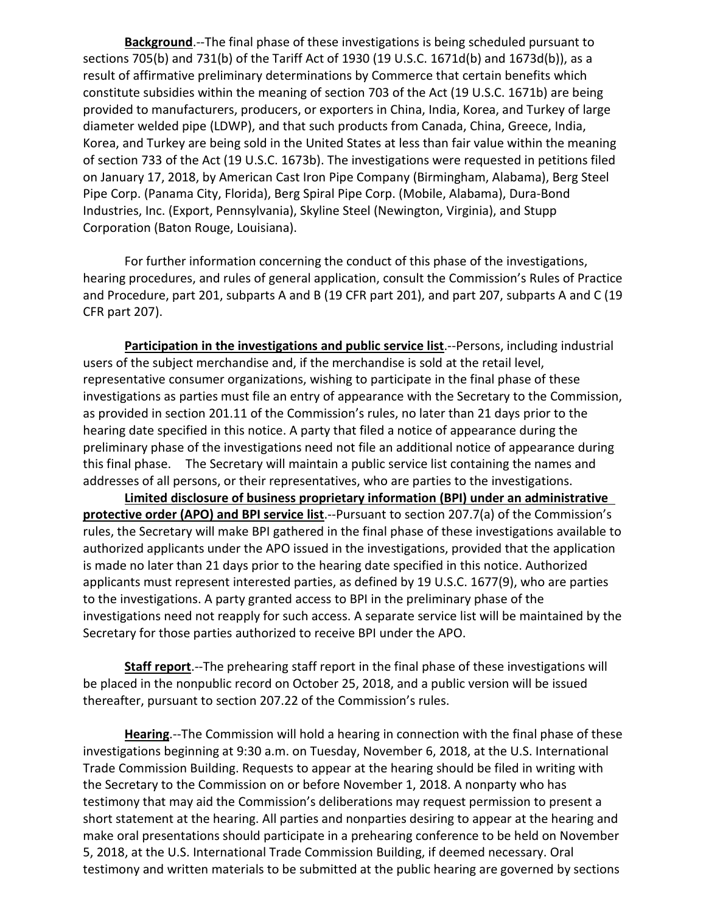**Background**.--The final phase of these investigations is being scheduled pursuant to sections 705(b) and 731(b) of the Tariff Act of 1930 (19 U.S.C. 1671d(b) and 1673d(b)), as a result of affirmative preliminary determinations by Commerce that certain benefits which constitute subsidies within the meaning of section 703 of the Act (19 U.S.C. 1671b) are being provided to manufacturers, producers, or exporters in China, India, Korea, and Turkey of large diameter welded pipe (LDWP), and that such products from Canada, China, Greece, India, Korea, and Turkey are being sold in the United States at less than fair value within the meaning of section 733 of the Act (19 U.S.C. 1673b). The investigations were requested in petitions filed on January 17, 2018, by American Cast Iron Pipe Company (Birmingham, Alabama), Berg Steel Pipe Corp. (Panama City, Florida), Berg Spiral Pipe Corp. (Mobile, Alabama), Dura-Bond Industries, Inc. (Export, Pennsylvania), Skyline Steel (Newington, Virginia), and Stupp Corporation (Baton Rouge, Louisiana).

For further information concerning the conduct of this phase of the investigations, hearing procedures, and rules of general application, consult the Commission's Rules of Practice and Procedure, part 201, subparts A and B (19 CFR part 201), and part 207, subparts A and C (19 CFR part 207).

**Participation in the investigations and public service list**.--Persons, including industrial users of the subject merchandise and, if the merchandise is sold at the retail level, representative consumer organizations, wishing to participate in the final phase of these investigations as parties must file an entry of appearance with the Secretary to the Commission, as provided in section 201.11 of the Commission's rules, no later than 21 days prior to the hearing date specified in this notice. A party that filed a notice of appearance during the preliminary phase of the investigations need not file an additional notice of appearance during this final phase. The Secretary will maintain a public service list containing the names and addresses of all persons, or their representatives, who are parties to the investigations.

**Limited disclosure of business proprietary information (BPI) under an administrative protective order (APO) and BPI service list**.--Pursuant to section 207.7(a) of the Commission's rules, the Secretary will make BPI gathered in the final phase of these investigations available to authorized applicants under the APO issued in the investigations, provided that the application is made no later than 21 days prior to the hearing date specified in this notice. Authorized applicants must represent interested parties, as defined by 19 U.S.C. 1677(9), who are parties to the investigations. A party granted access to BPI in the preliminary phase of the investigations need not reapply for such access. A separate service list will be maintained by the Secretary for those parties authorized to receive BPI under the APO.

**Staff report**.--The prehearing staff report in the final phase of these investigations will be placed in the nonpublic record on October 25, 2018, and a public version will be issued thereafter, pursuant to section 207.22 of the Commission's rules.

**Hearing**.--The Commission will hold a hearing in connection with the final phase of these investigations beginning at 9:30 a.m. on Tuesday, November 6, 2018, at the U.S. International Trade Commission Building. Requests to appear at the hearing should be filed in writing with the Secretary to the Commission on or before November 1, 2018. A nonparty who has testimony that may aid the Commission's deliberations may request permission to present a short statement at the hearing. All parties and nonparties desiring to appear at the hearing and make oral presentations should participate in a prehearing conference to be held on November 5, 2018, at the U.S. International Trade Commission Building, if deemed necessary. Oral testimony and written materials to be submitted at the public hearing are governed by sections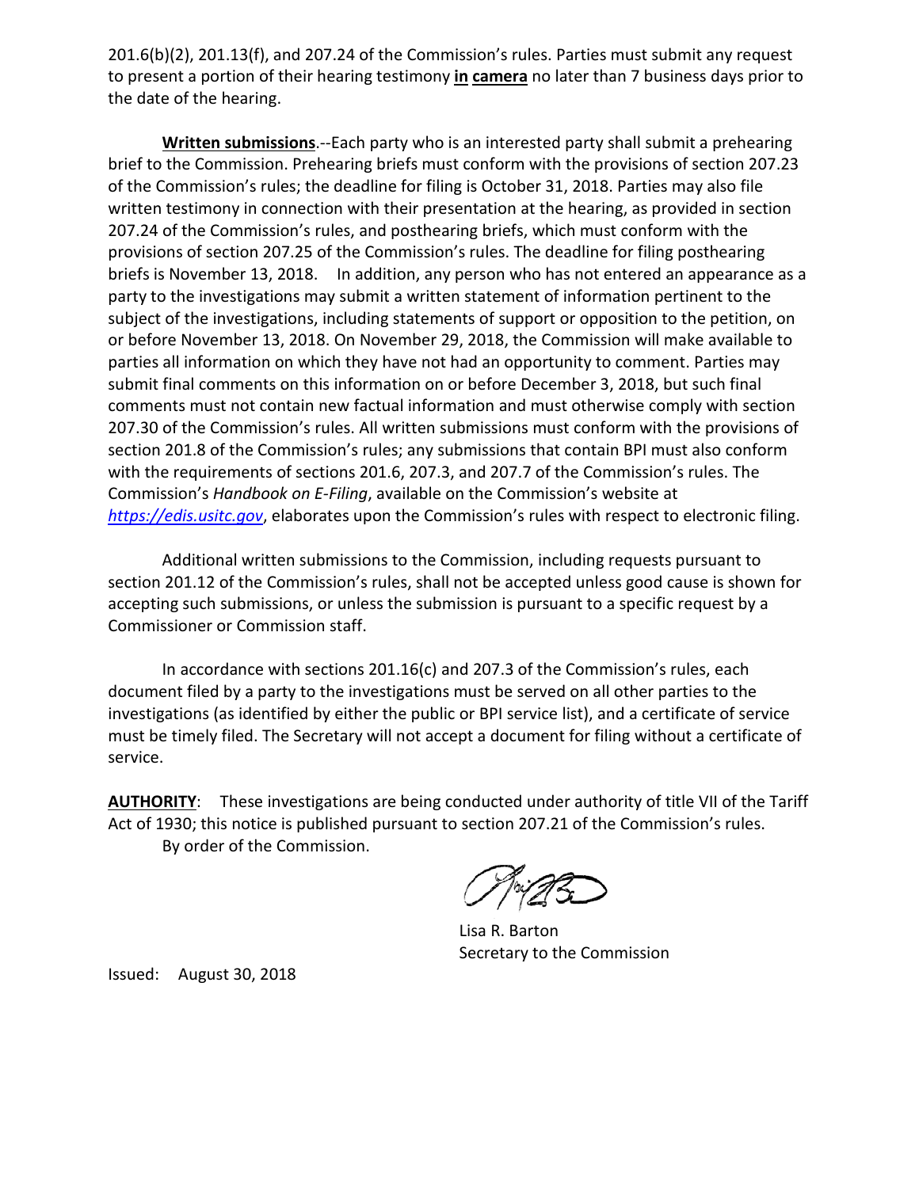201.6(b)(2), 201.13(f), and 207.24 of the Commission's rules. Parties must submit any request to present a portion of their hearing testimony **in camera** no later than 7 business days prior to the date of the hearing.

**Written submissions**.--Each party who is an interested party shall submit a prehearing brief to the Commission. Prehearing briefs must conform with the provisions of section 207.23 of the Commission's rules; the deadline for filing is October 31, 2018. Parties may also file written testimony in connection with their presentation at the hearing, as provided in section 207.24 of the Commission's rules, and posthearing briefs, which must conform with the provisions of section 207.25 of the Commission's rules. The deadline for filing posthearing briefs is November 13, 2018. In addition, any person who has not entered an appearance as a party to the investigations may submit a written statement of information pertinent to the subject of the investigations, including statements of support or opposition to the petition, on or before November 13, 2018. On November 29, 2018, the Commission will make available to parties all information on which they have not had an opportunity to comment. Parties may submit final comments on this information on or before December 3, 2018, but such final comments must not contain new factual information and must otherwise comply with section 207.30 of the Commission's rules. All written submissions must conform with the provisions of section 201.8 of the Commission's rules; any submissions that contain BPI must also conform with the requirements of sections 201.6, 207.3, and 207.7 of the Commission's rules. The Commission's *Handbook on E-Filing*, available on the Commission's website at *https://edis.usitc.gov*, elaborates upon the Commission's rules with respect to electronic filing.

Additional written submissions to the Commission, including requests pursuant to section 201.12 of the Commission's rules, shall not be accepted unless good cause is shown for accepting such submissions, or unless the submission is pursuant to a specific request by a Commissioner or Commission staff.

In accordance with sections 201.16(c) and 207.3 of the Commission's rules, each document filed by a party to the investigations must be served on all other parties to the investigations (as identified by either the public or BPI service list), and a certificate of service must be timely filed. The Secretary will not accept a document for filing without a certificate of service.

**AUTHORITY**: These investigations are being conducted under authority of title VII of the Tariff Act of 1930; this notice is published pursuant to section 207.21 of the Commission's rules.

By order of the Commission.

Lisa R. Barton
Secretary to the Commission

Issued: August 30, 2018